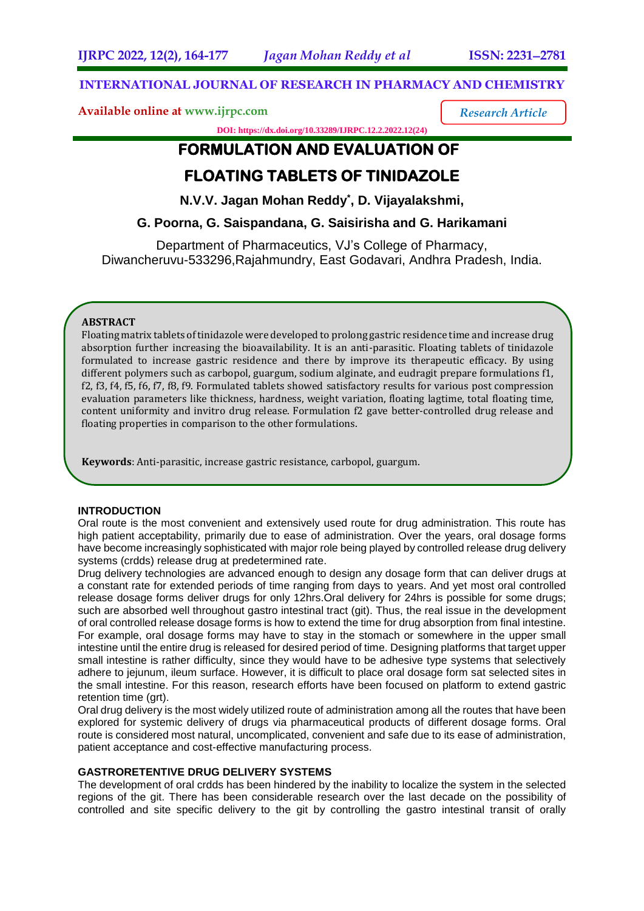# INTERNATIONAL JOURNAL OF RESEARCH IN PHARMACY AND CHEMISTRY

**Available online at www.ijrpc.com**

*Research Article*

**DOI: https://dx.doi.org/10.33289/IJRPC.12.2.2022.12(24)**

# FORMULATION AND EVALUATION OF FLOATING TABLETS OF TINIDAZOLE

**N.V.V. Jagan Mohan Reddy*, D. Vijayalakshmi, G. Poorna, G. Saispandana, G. Saisirisha and G. Harikamani**

Department of Pharmaceutics, VJ's College of Pharmacy, Diwancheruvu-533296,Rajahmundry, East Godavari, Andhra Pradesh, India.

## ABSTRACT

Floating matrix tablets of tinidazole were developed to prolong gastric residence time and increase drug absorption further increasing the bioavailability. It is an anti-parasitic. Floating tablets of tinidazole formulated to increase gastric residence and there by improve its therapeutic efficacy. By using different polymers such as carbopol, guargum, sodium alginate, and eudragit prepare formulations f1, f2, f3, f4, f5, f6, f7, f8, f9. Formulated tablets showed satisfactory results for various post compression evaluation parameters like thickness, hardness, weight variation, floating lagtime, total floating time, content uniformity and invitro drug release. Formulation f2 gave better-controlled drug release and floating properties in comparison to the other formulations.

**Keywords**: Anti-parasitic, increase gastric resistance, carbopol, guargum.

## INTRODUCTION

Oral route is the most convenient and extensively used route for drug administration. This route has high patient acceptability, primarily due to ease of administration. Over the years, oral dosage forms have become increasingly sophisticated with major role being played by controlled release drug delivery systems (crdds) release drug at predetermined rate.

Drug delivery technologies are advanced enough to design any dosage form that can deliver drugs at a constant rate for extended periods of time ranging from days to years. And yet most oral controlled release dosage forms deliver drugs for only 12hrs.Oral delivery for 24hrs is possible for some drugs; such are absorbed well throughout gastro intestinal tract (git). Thus, the real issue in the development of oral controlled release dosage forms is how to extend the time for drug absorption from final intestine. For example, oral dosage forms may have to stay in the stomach or somewhere in the upper small intestine until the entire drug is released for desired period of time. Designing platforms that target upper small intestine is rather difficulty, since they would have to be adhesive type systems that selectively adhere to jejunum, ileum surface. However, it is difficult to place oral dosage form sat selected sites in the small intestine. For this reason, research efforts have been focused on platform to extend gastric retention time (grt).

Oral drug delivery is the most widely utilized route of administration among all the routes that have been explored for systemic delivery of drugs via pharmaceutical products of different dosage forms. Oral route is considered most natural, uncomplicated, convenient and safe due to its ease of administration, patient acceptance and cost-effective manufacturing process.

## GASTRORETENTIVE DRUG DELIVERY SYSTEMS

The development of oral crdds has been hindered by the inability to localize the system in the selected regions of the git. There has been considerable research over the last decade on the possibility of controlled and site specific delivery to the git by controlling the gastro intestinal transit of orally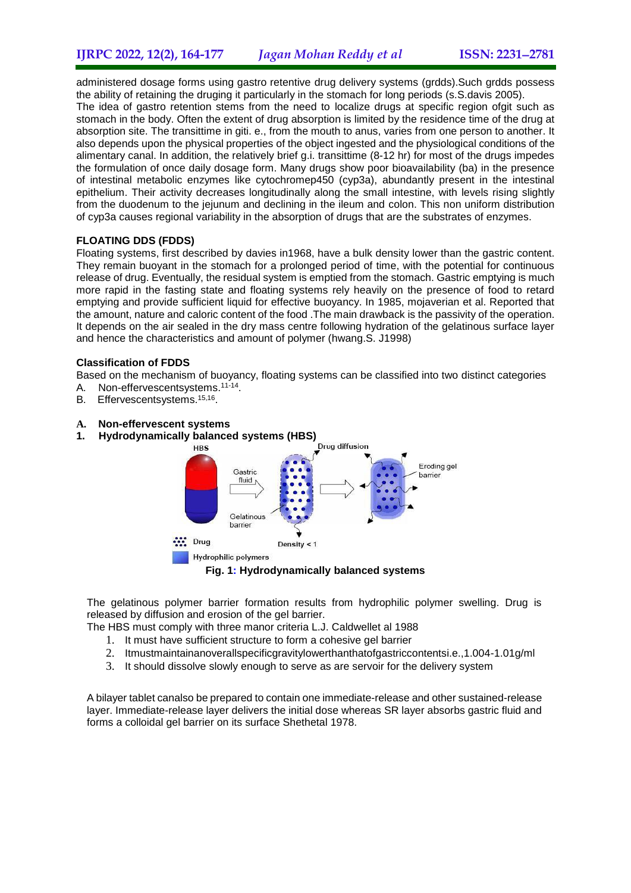administered dosage forms using gastro retentive drug delivery systems (grdds).Such grdds possess the ability of retaining the druging it particularly in the stomach for long periods (s.S.davis 2005).

The idea of gastro retention stems from the need to localize drugs at specific region ofgit such as stomach in the body. Often the extent of drug absorption is limited by the residence time of the drug at absorption site. The transittime in giti. e., from the mouth to anus, varies from one person to another. It also depends upon the physical properties of the object ingested and the physiological conditions of the alimentary canal. In addition, the relatively brief g.i. transittime (8-12 hr) for most of the drugs impedes the formulation of once daily dosage form. Many drugs show poor bioavailability (ba) in the presence of intestinal metabolic enzymes like cytochromep450 (cyp3a), abundantly present in the intestinal epithelium. Their activity decreases longitudinally along the small intestine, with levels rising slightly from the duodenum to the jejunum and declining in the ileum and colon. This non uniform distribution of cyp3a causes regional variability in the absorption of drugs that are the substrates of enzymes.

**FLOATING DDS (FDDS)**

Floating systems, first described by davies in1968, have a bulk density lower than the gastric content. They remain buoyant in the stomach for a prolonged period of time, with the potential for continuous release of drug. Eventually, the residual system is emptied from the stomach. Gastric emptying is much more rapid in the fasting state and floating systems rely heavily on the presence of food to retard emptying and provide sufficient liquid for effective buoyancy. In 1985, mojaverian et al. Reported that the amount, nature and caloric content of the food .The main drawback is the passivity of the operation. It depends on the air sealed in the dry mass centre following hydration of the gelatinous surface layer and hence the characteristics and amount of polymer (hwang.S. J1998)

**Classification of FDDS**

Based on the mechanism of buoyancy, floating systems can be classified into two distinct categories

A. Non-effervescentsystems.[11-14].
B. Effervescentsystems.[15,16].

**A. Non-effervescent systems**

**1. Hydrodynamically balanced systems (HBS)**

**Fig. 1: Hydrodynamically balanced systems**

The gelatinous polymer barrier formation results from hydrophilic polymer swelling. Drug is released by diffusion and erosion of the gel barrier.

The HBS must comply with three manor criteria L.J. Caldwellet al 1988

1. It must have sufficient structure to form a cohesive gel barrier
2. Itmustmaintainanoverallspecificgravitylowerthanthatofgastriccontentsi.e.,1.004-1.01g/ml
3. It should dissolve slowly enough to serve as are servoir for the delivery system

A bilayer tablet canalso be prepared to contain one immediate-release and other sustained-release layer. Immediate-release layer delivers the initial dose whereas SR layer absorbs gastric fluid and forms a colloidal gel barrier on its surface Shethetal 1978.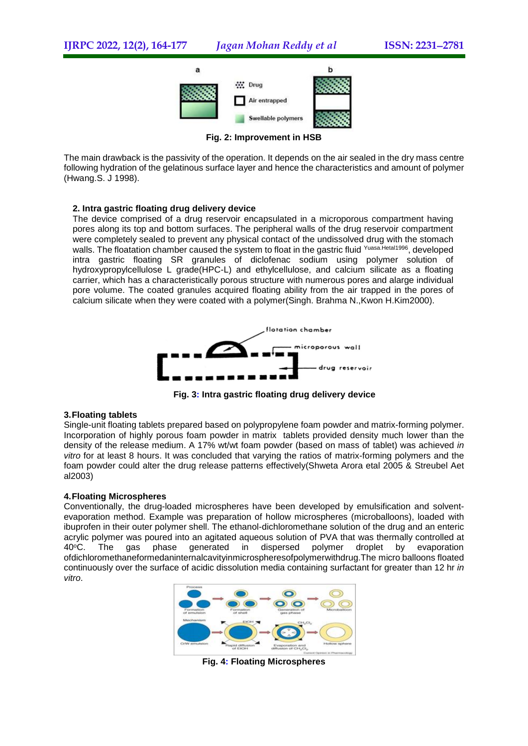Fig. 2: Improvement in HSB

The main drawback is the passivity of the operation. It depends on the air sealed in the dry mass centre following hydration of the gelatinous surface layer and hence the characteristics and amount of polymer (Hwang.S. J 1998).

**2. Intra gastric floating drug delivery device**

The device comprised of a drug reservoir encapsulated in a microporous compartment having pores along its top and bottom surfaces. The peripheral walls of the drug reservoir compartment were completely sealed to prevent any physical contact of the undissolved drug with the stomach walls. The floatation chamber caused the system to float in the gastric fluid [Yuasa.Hetal1996], developed intra gastric floating SR granules of diclofenac sodium using polymer solution of hydroxypropylcellulose L grade(HPC-L) and ethylcellulose, and calcium silicate as a floating carrier, which has a characteristically porous structure with numerous pores and alarge individual pore volume. The coated granules acquired floating ability from the air trapped in the pores of calcium silicate when they were coated with a polymer(Singh. Brahma N.,Kwon H.Kim2000).

**Fig. 3: Intra gastric floating drug delivery device**

**3. Floating tablets**

Single-unit floating tablets prepared based on polypropylene foam powder and matrix-forming polymer. Incorporation of highly porous foam powder in matrix tablets provided density much lower than the density of the release medium. A 17% wt/wt foam powder (based on mass of tablet) was achieved *in vitro* for at least 8 hours. It was concluded that varying the ratios of matrix-forming polymers and the foam powder could alter the drug release patterns effectively(Shweta Arora etal 2005 & Streubel Aet al2003)

**4. Floating Microspheres**

Conventionally, the drug-loaded microspheres have been developed by emulsification and solvent-evaporation method. Example was preparation of hollow microspheres (microballoons), loaded with ibuprofen in their outer polymer shell. The ethanol-dichloromethane solution of the drug and an enteric acrylic polymer was poured into an agitated aqueous solution of PVA that was thermally controlled at 40$^{o}$C. The gas phase generated in dispersed polymer droplet by evaporation ofdichloromethaneformedaninternalcavityinmicrospheresofpolymerwithdrug.The micro balloons floated continuously over the surface of acidic dissolution media containing surfactant for greater than 12 hr *in vitro*.

**Fig. 4: Floating Microspheres**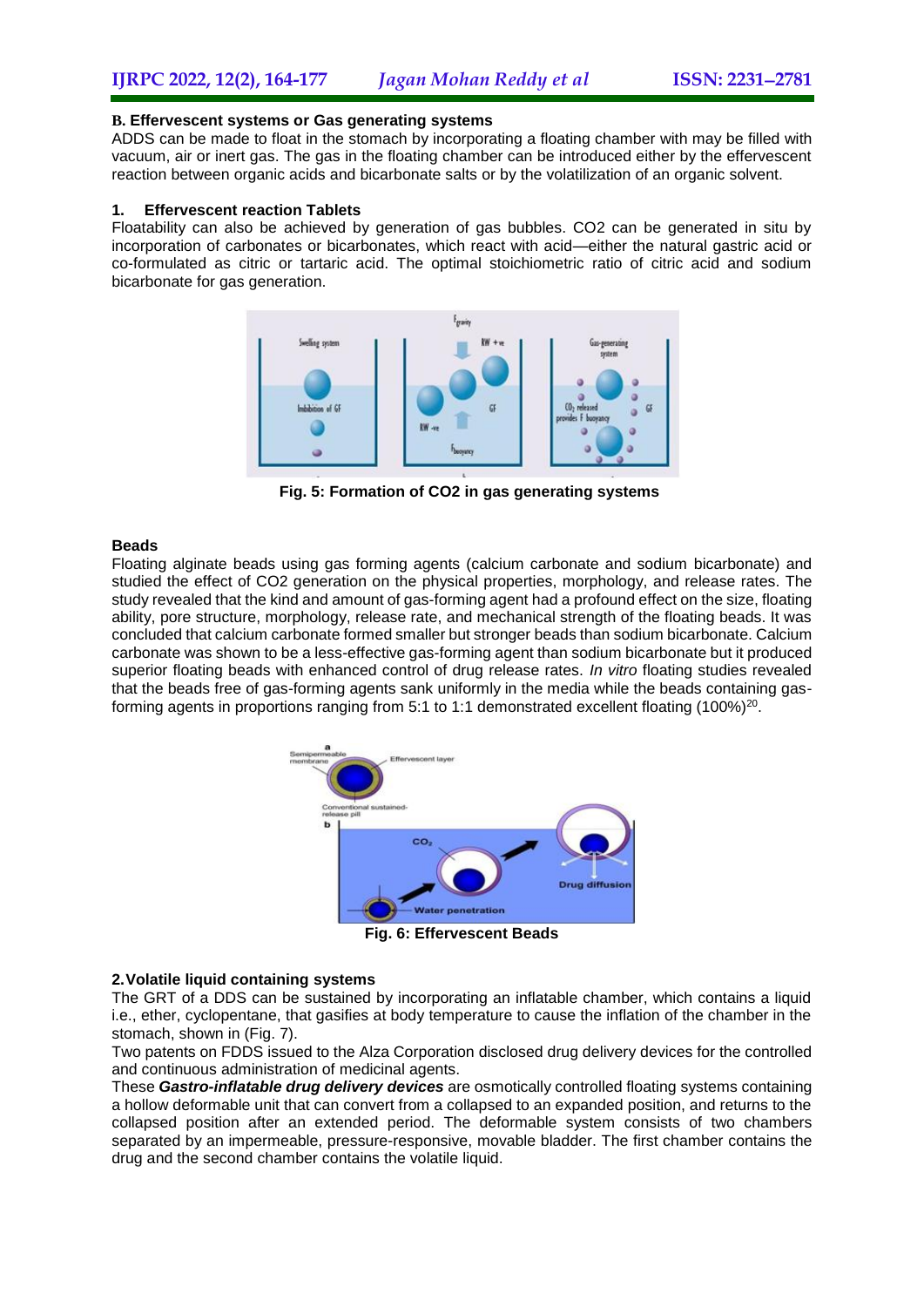### B. Effervescent systems or Gas generating systems

ADDS can be made to float in the stomach by incorporating a floating chamber with may be filled with vacuum, air or inert gas. The gas in the floating chamber can be introduced either by the effervescent reaction between organic acids and bicarbonate salts or by the volatilization of an organic solvent.

#### 1. Effervescent reaction Tablets

Floatability can also be achieved by generation of gas bubbles. CO2 can be generated in situ by incorporation of carbonates or bicarbonates, which react with acid—either the natural gastric acid or co-formulated as citric or tartaric acid. The optimal stoichiometric ratio of citric acid and sodium bicarbonate for gas generation.

**Fig. 5: Formation of CO2 in gas generating systems**

#### Beads

Floating alginate beads using gas forming agents (calcium carbonate and sodium bicarbonate) and studied the effect of CO2 generation on the physical properties, morphology, and release rates. The study revealed that the kind and amount of gas-forming agent had a profound effect on the size, floating ability, pore structure, morphology, release rate, and mechanical strength of the floating beads. It was concluded that calcium carbonate formed smaller but stronger beads than sodium bicarbonate. Calcium carbonate was shown to be a less-effective gas-forming agent than sodium bicarbonate but it produced superior floating beads with enhanced control of drug release rates. *In vitro* floating studies revealed that the beads free of gas-forming agents sank uniformly in the media while the beads containing gas-forming agents in proportions ranging from 5:1 to 1:1 demonstrated excellent floating (100%)[20].

**Fig. 6: Effervescent Beads**

#### 2. Volatile liquid containing systems

The GRT of a DDS can be sustained by incorporating an inflatable chamber, which contains a liquid i.e., ether, cyclopentane, that gasifies at body temperature to cause the inflation of the chamber in the stomach, shown in (Fig. 7).

Two patents on FDDS issued to the Alza Corporation disclosed drug delivery devices for the controlled and continuous administration of medicinal agents.

These ***Gastro-inflatable drug delivery devices*** are osmotically controlled floating systems containing a hollow deformable unit that can convert from a collapsed to an expanded position, and returns to the collapsed position after an extended period. The deformable system consists of two chambers separated by an impermeable, pressure-responsive, movable bladder. The first chamber contains the drug and the second chamber contains the volatile liquid.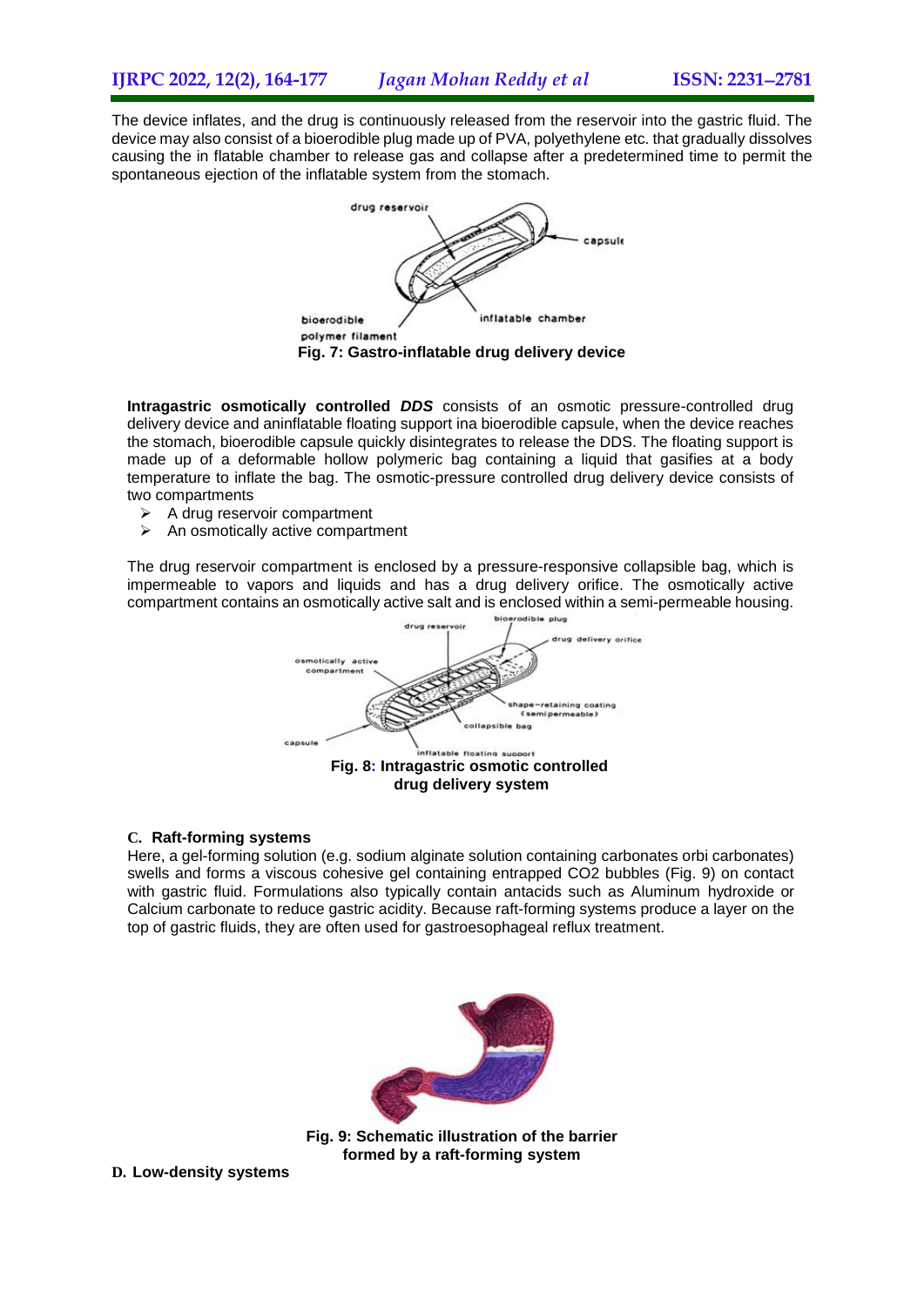The device inflates, and the drug is continuously released from the reservoir into the gastric fluid. The device may also consist of a bioerodible plug made up of PVA, polyethylene etc. that gradually dissolves causing the in flatable chamber to release gas and collapse after a predetermined time to permit the spontaneous ejection of the inflatable system from the stomach.

**Fig. 7: Gastro-inflatable drug delivery device**

**Intragastric osmotically controlled *DDS*** consists of an osmotic pressure-controlled drug delivery device and aninflatable floating support ina bioerodible capsule, when the device reaches the stomach, bioerodible capsule quickly disintegrates to release the DDS. The floating support is made up of a deformable hollow polymeric bag containing a liquid that gasifies at a body temperature to inflate the bag. The osmotic-pressure controlled drug delivery device consists of two compartments

- A drug reservoir compartment
- An osmotically active compartment

The drug reservoir compartment is enclosed by a pressure-responsive collapsible bag, which is impermeable to vapors and liquids and has a drug delivery orifice. The osmotically active compartment contains an osmotically active salt and is enclosed within a semi-permeable housing.

**Fig. 8: Intragastric osmotic controlled drug delivery system**

### C. Raft-forming systems

Here, a gel-forming solution (e.g. sodium alginate solution containing carbonates orbi carbonates) swells and forms a viscous cohesive gel containing entrapped $CO_2$ bubbles (Fig. 9) on contact with gastric fluid. Formulations also typically contain antacids such as Aluminum hydroxide or Calcium carbonate to reduce gastric acidity. Because raft-forming systems produce a layer on the top of gastric fluids, they are often used for gastroesophageal reflux treatment.

**Fig. 9: Schematic illustration of the barrier formed by a raft-forming system**

### D. Low-density systems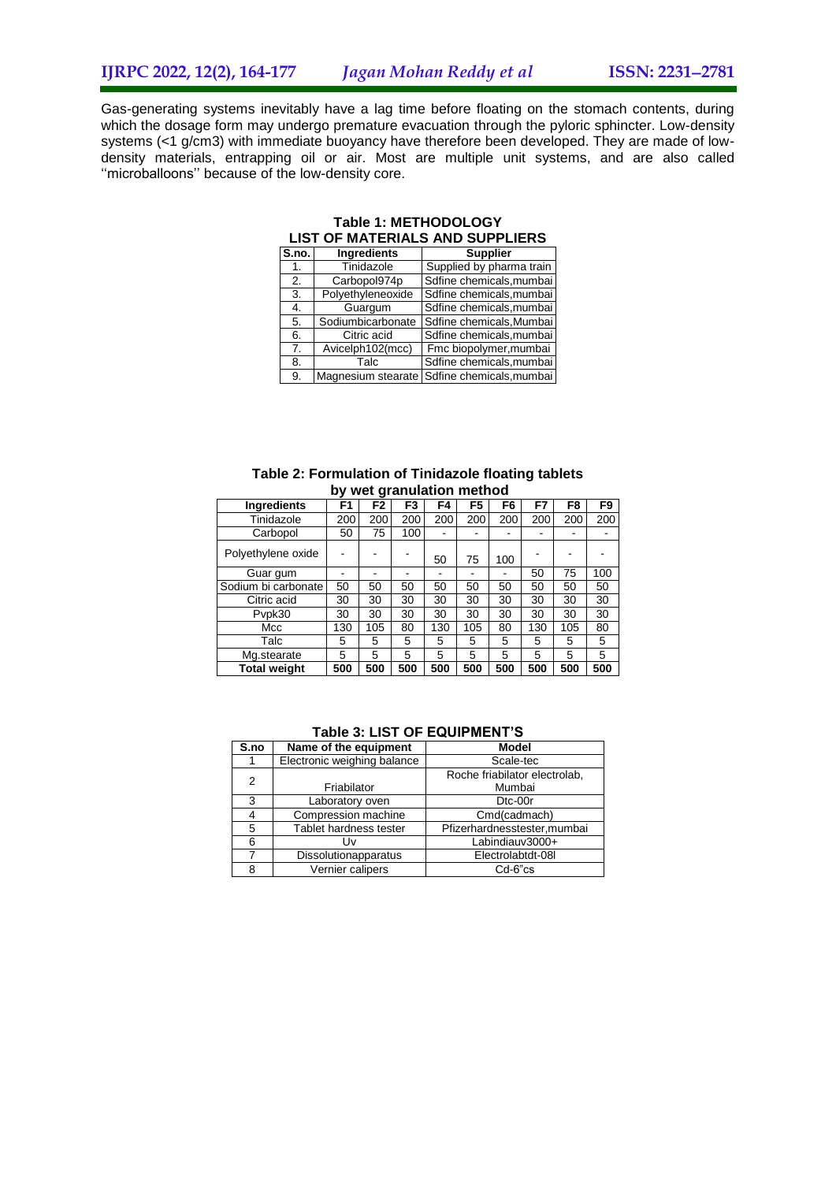Gas-generating systems inevitably have a lag time before floating on the stomach contents, during which the dosage form may undergo premature evacuation through the pyloric sphincter. Low-density systems (<1 g/cm3) with immediate buoyancy have therefore been developed. They are made of low-density materials, entrapping oil or air. Most are multiple unit systems, and are also called ''microballoons'' because of the low-density core.

**Table 1: METHODOLOGY**
**LIST OF MATERIALS AND SUPPLIERS**

| S.no. | Ingredients | Supplier |
|---|---|---|
| 1. | Tinidazole | Supplied by pharma train |
| 2. | Carbopol974p | Sdfine chemicals,mumbai |
| 3. | Polyethyleneoxide | Sdfine chemicals,mumbai |
| 4. | Guargum | Sdfine chemicals,mumbai |
| 5. | Sodiumbicarbonate | Sdfine chemicals,Mumbai |
| 6. | Citric acid | Sdfine chemicals,mumbai |
| 7. | Avicelph102(mcc) | Fmc biopolymer,mumbai |
| 8. | Talc | Sdfine chemicals,mumbai |
| 9. | Magnesium stearate | Sdfine chemicals,mumbai |

**Table 2: Formulation of Tinidazole floating tablets by wet granulation method**

| Ingredients | F1 | F2 | F3 | F4 | F5 | F6 | F7 | F8 | F9 |
|---|---|---|---|---|---|---|---|---|---|
| Tinidazole | 200 | 200 | 200 | 200 | 200 | 200 | 200 | 200 | 200 |
| Carbopol | 50 | 75 | 100 | - | - | - | - | - | - |
| Polyethylene oxide | - | - | - | 50 | 75 | 100 | - | - | - |
| Guar gum | - | - | - | - | - | - | 50 | 75 | 100 |
| Sodium bi carbonate | 50 | 50 | 50 | 50 | 50 | 50 | 50 | 50 | 50 |
| Citric acid | 30 | 30 | 30 | 30 | 30 | 30 | 30 | 30 | 30 |
| Pvpk30 | 30 | 30 | 30 | 30 | 30 | 30 | 30 | 30 | 30 |
| Mcc | 130 | 105 | 80 | 130 | 105 | 80 | 130 | 105 | 80 |
| Talc | 5 | 5 | 5 | 5 | 5 | 5 | 5 | 5 | 5 |
| Mg.stearate | 5 | 5 | 5 | 5 | 5 | 5 | 5 | 5 | 5 |
| **Total weight** | **500** | **500** | **500** | **500** | **500** | **500** | **500** | **500** | **500** |

**Table 3: LIST OF EQUIPMENT'S**

| S.no | Name of the equipment | Model |
|---|---|---|
| 1 | Electronic weighing balance | Scale-tec |
| 2 | Friabilator | Roche friabilator electrolab, Mumbai |
| 3 | Laboratory oven | Dtc-00r |
| 4 | Compression machine | Cmd(cadmach) |
| 5 | Tablet hardness tester | Pfizerhardnesstester,mumbai |
| 6 | Uv | Labindiauv3000+ |
| 7 | Dissolutionapparatus | Electrolabtdt-08l |
| 8 | Vernier calipers | Cd-6"cs |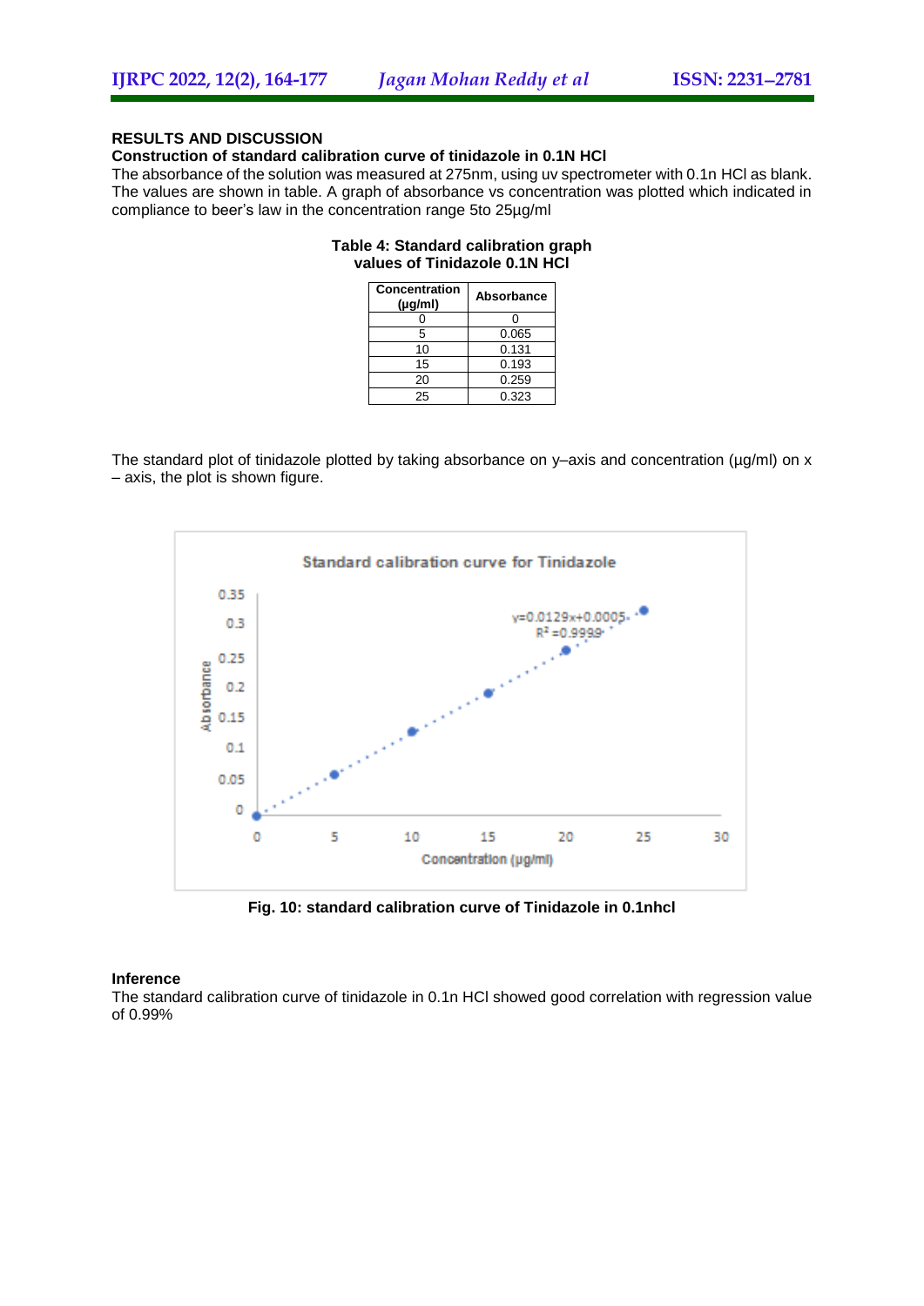## RESULTS AND DISCUSSION

### Construction of standard calibration curve of tinidazole in 0.1N HCl

The absorbance of the solution was measured at 275nm, using uv spectrometer with 0.1n HCl as blank. The values are shown in table. A graph of absorbance vs concentration was plotted which indicated in compliance to beer's law in the concentration range 5to 25µg/ml

**Table 4: Standard calibration graph values of Tinidazole 0.1N HCl**

| Concentration (µg/ml) | Absorbance |
|---|---|
| 0 | 0 |
| 5 | 0.065 |
| 10 | 0.131 |
| 15 | 0.193 |
| 20 | 0.259 |
| 25 | 0.323 |

The standard plot of tinidazole plotted by taking absorbance on y–axis and concentration (µg/ml) on x – axis, the plot is shown figure.

**Fig. 10: standard calibration curve of Tinidazole in 0.1nhcl**

### Inference

The standard calibration curve of tinidazole in 0.1n HCl showed good correlation with regression value of 0.99%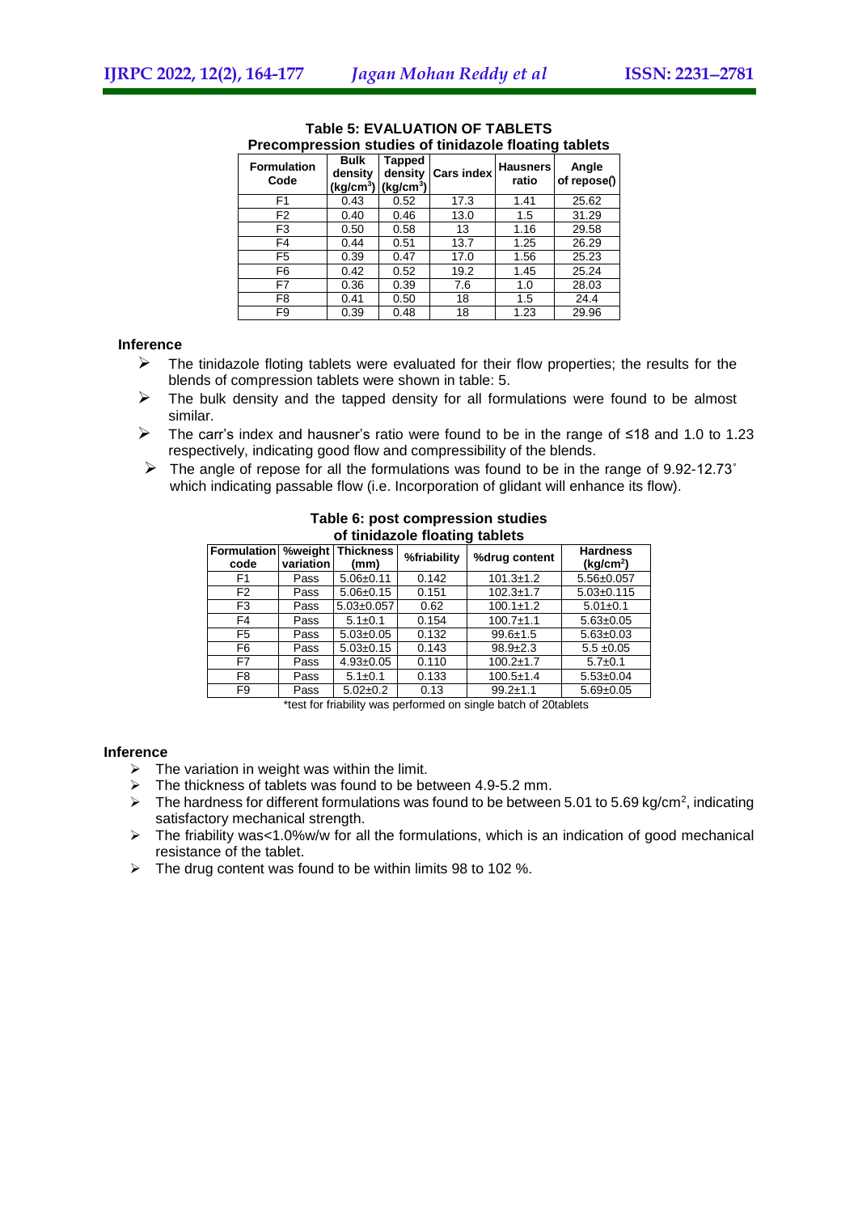**Table 5: EVALUATION OF TABLETS**
**Precompression studies of tinidazole floating tablets**

| Formulation Code | Bulk density ($kg/cm^3$) | Tapped density ($kg/cm^3$) | Cars index | Hausners ratio | Angle of repose() |
|---|---|---|---|---|---|
| F1 | 0.43 | 0.52 | 17.3 | 1.41 | 25.62 |
| F2 | 0.40 | 0.46 | 13.0 | 1.5 | 31.29 |
| F3 | 0.50 | 0.58 | 13 | 1.16 | 29.58 |
| F4 | 0.44 | 0.51 | 13.7 | 1.25 | 26.29 |
| F5 | 0.39 | 0.47 | 17.0 | 1.56 | 25.23 |
| F6 | 0.42 | 0.52 | 19.2 | 1.45 | 25.24 |
| F7 | 0.36 | 0.39 | 7.6 | 1.0 | 28.03 |
| F8 | 0.41 | 0.50 | 18 | 1.5 | 24.4 |
| F9 | 0.39 | 0.48 | 18 | 1.23 | 29.96 |

**Inference**

- The tinidazole floting tablets were evaluated for their flow properties; the results for the blends of compression tablets were shown in table: 5.
- The bulk density and the tapped density for all formulations were found to be almost similar.
- The carr's index and hausner's ratio were found to be in the range of ≤18 and 1.0 to 1.23 respectively, indicating good flow and compressibility of the blends.
- The angle of repose for all the formulations was found to be in the range of 9.92-12.73˚ which indicating passable flow (i.e. Incorporation of glidant will enhance its flow).

**Table 6: post compression studies of tinidazole floating tablets**

| Formulation code | %weight variation | Thickness (mm) | %friability | %drug content | Hardness ($kg/cm^2$) |
|---|---|---|---|---|---|
| F1 | Pass | 5.06±0.11 | 0.142 | 101.3±1.2 | 5.56±0.057 |
| F2 | Pass | 5.06±0.15 | 0.151 | 102.3±1.7 | 5.03±0.115 |
| F3 | Pass | 5.03±0.057 | 0.62 | 100.1±1.2 | 5.01±0.1 |
| F4 | Pass | 5.1±0.1 | 0.154 | 100.7±1.1 | 5.63±0.05 |
| F5 | Pass | 5.03±0.05 | 0.132 | 99.6±1.5 | 5.63±0.03 |
| F6 | Pass | 5.03±0.15 | 0.143 | 98.9±2.3 | 5.5 ±0.05 |
| F7 | Pass | 4.93±0.05 | 0.110 | 100.2±1.7 | 5.7±0.1 |
| F8 | Pass | 5.1±0.1 | 0.133 | 100.5±1.4 | 5.53±0.04 |
| F9 | Pass | 5.02±0.2 | 0.13 | 99.2±1.1 | 5.69±0.05 |

*test for friability was performed on single batch of 20tablets

**Inference**

- The variation in weight was within the limit.
- The thickness of tablets was found to be between 4.9-5.2 mm.
- The hardness for different formulations was found to be between 5.01 to 5.69 $kg/cm^2$, indicating satisfactory mechanical strength.
- The friability was<1.0%w/w for all the formulations, which is an indication of good mechanical resistance of the tablet.
- The drug content was found to be within limits 98 to 102 %.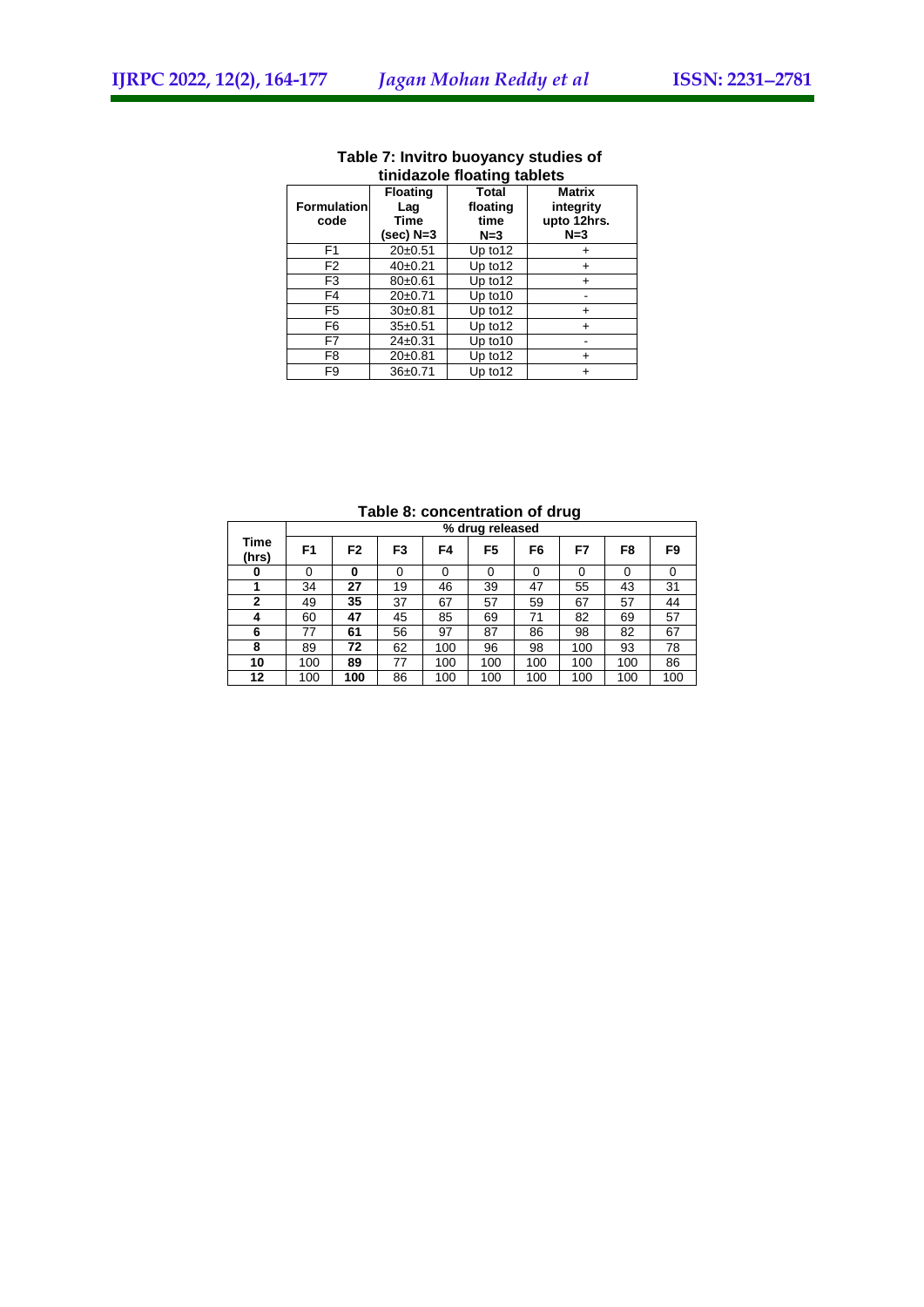**Table 7: Invitro buoyancy studies of tinidazole floating tablets**

| Formulation code | Floating Lag Time (sec) N=3 | Total floating time N=3 | Matrix integrity upto 12hrs. N=3 |
|---|---|---|---|
| F1 | 20±0.51 | Up to12 | + |
| F2 | 40±0.21 | Up to12 | + |
| F3 | 80±0.61 | Up to12 | + |
| F4 | 20±0.71 | Up to10 | - |
| F5 | 30±0.81 | Up to12 | + |
| F6 | 35±0.51 | Up to12 | + |
| F7 | 24±0.31 | Up to10 | - |
| F8 | 20±0.81 | Up to12 | + |
| F9 | 36±0.71 | Up to12 | + |

**Table 8: concentration of drug**

| Time (hrs) | % drug released | | | | | | | | |
|---|---|---|---|---|---|---|---|---|---|
| | F1 | F2 | F3 | F4 | F5 | F6 | F7 | F8 | F9 |
| **0** | 0 | **0** | 0 | 0 | 0 | 0 | 0 | 0 | 0 |
| **1** | 34 | **27** | 19 | 46 | 39 | 47 | 55 | 43 | 31 |
| **2** | 49 | **35** | 37 | 67 | 57 | 59 | 67 | 57 | 44 |
| **4** | 60 | **47** | 45 | 85 | 69 | 71 | 82 | 69 | 57 |
| **6** | 77 | **61** | 56 | 97 | 87 | 86 | 98 | 82 | 67 |
| **8** | 89 | **72** | 62 | 100 | 96 | 98 | 100 | 93 | 78 |
| **10** | 100 | **89** | 77 | 100 | 100 | 100 | 100 | 100 | 86 |
| **12** | 100 | **100** | 86 | 100 | 100 | 100 | 100 | 100 | 100 |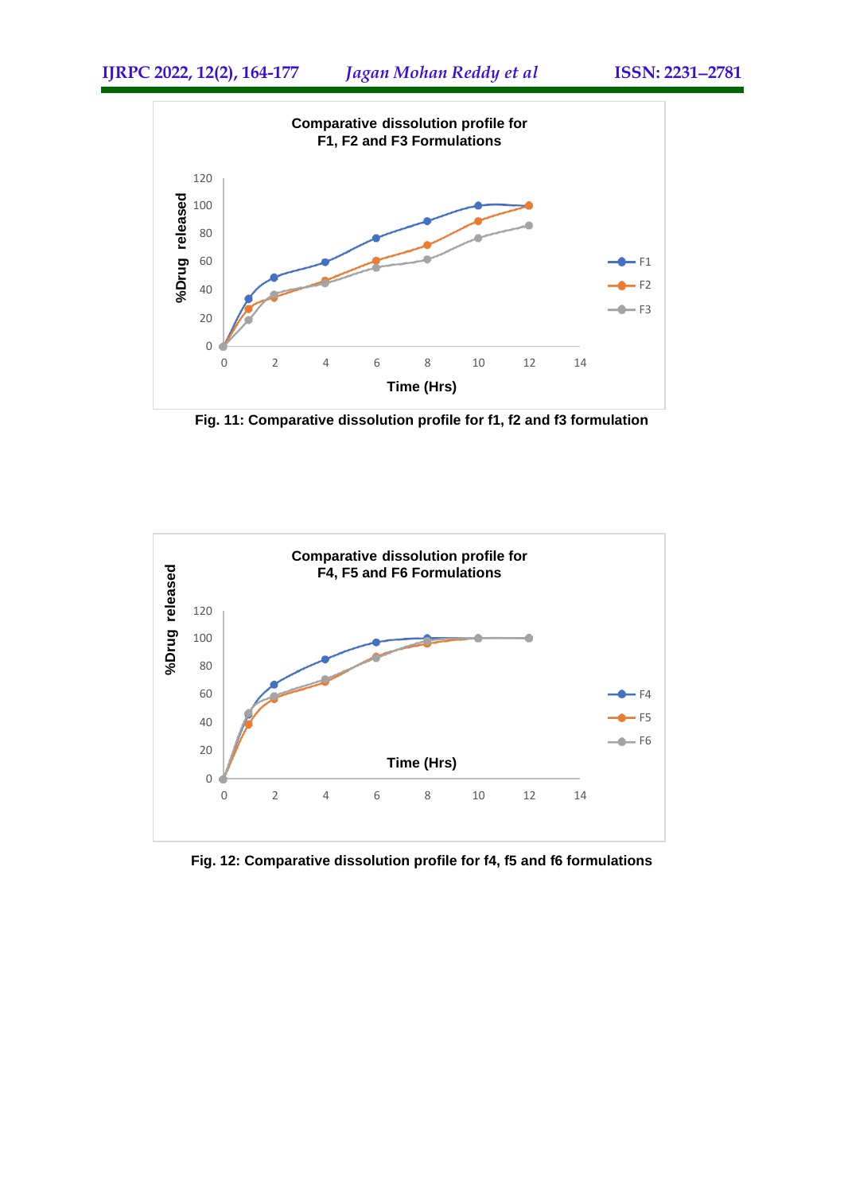Fig. 11: Comparative dissolution profile for f1, f2 and f3 formulation

Fig. 12: Comparative dissolution profile for f4, f5 and f6 formulations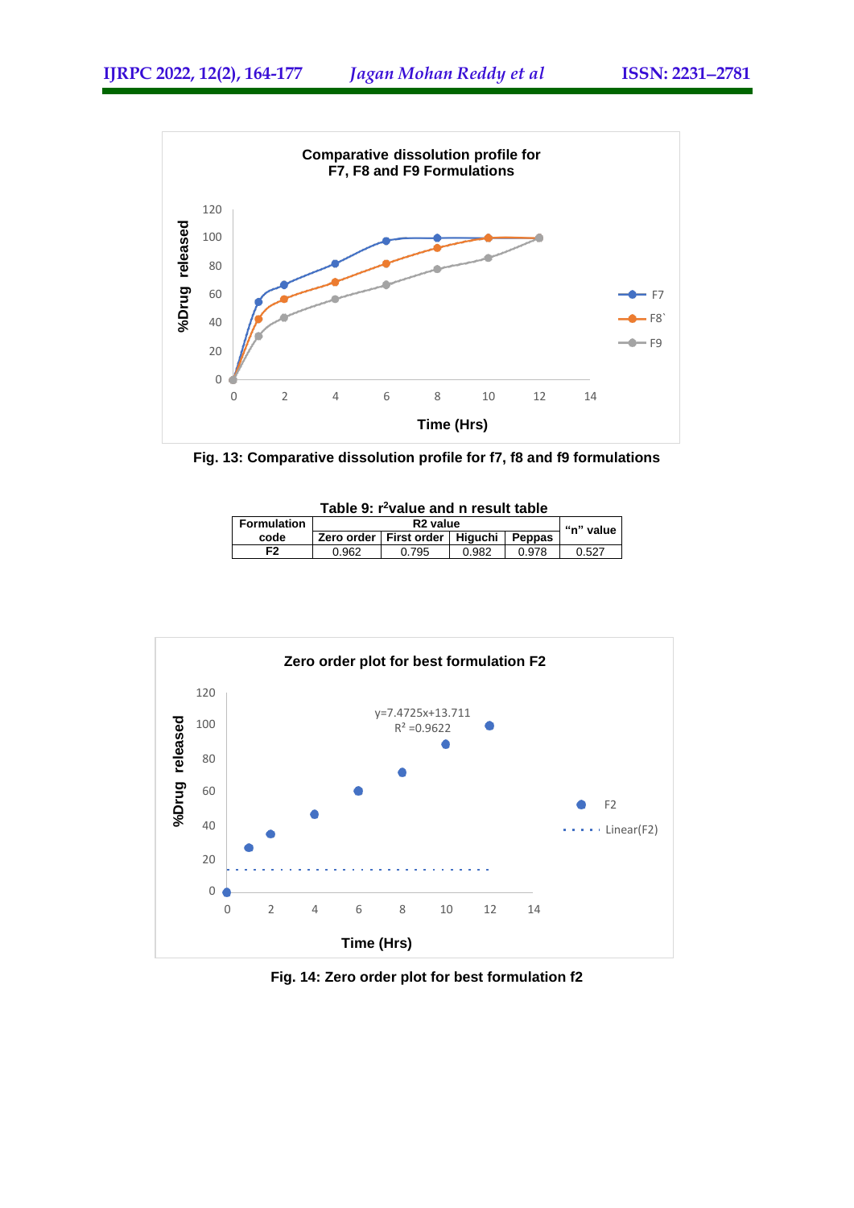Fig. 13: Comparative dissolution profile for f7, f8 and f9 formulations

Table 9: $r^2$value and n result table

| Formulation code | R2 value | | | | "n" value |
|---|---|---|---|---|---|
| | Zero order | First order | Higuchi | Peppas | |
| F2 | 0.962 | 0.795 | 0.982 | 0.978 | 0.527 |

Fig. 14: Zero order plot for best formulation f2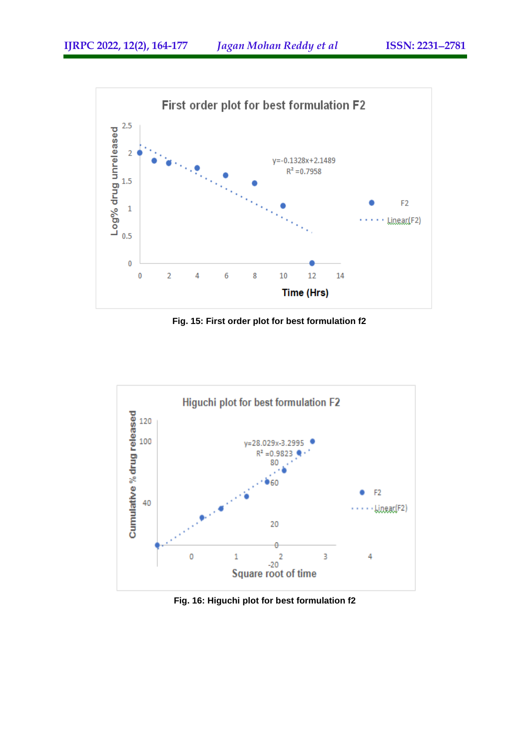Fig. 15: First order plot for best formulation f2

Fig. 16: Higuchi plot for best formulation f2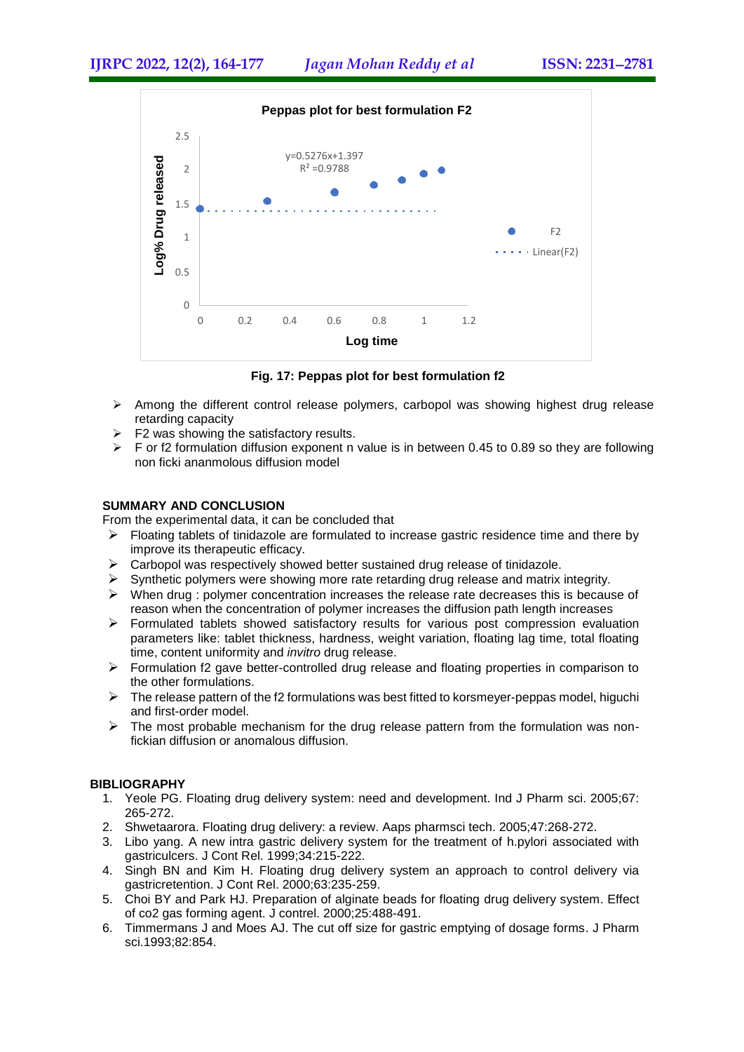Fig. 17: Peppas plot for best formulation f2

- Among the different control release polymers, carbopol was showing highest drug release retarding capacity
- F2 was showing the satisfactory results.
- F or f2 formulation diffusion exponent n value is in between 0.45 to 0.89 so they are following non ficki ananmolous diffusion model

## SUMMARY AND CONCLUSION

From the experimental data, it can be concluded that

- Floating tablets of tinidazole are formulated to increase gastric residence time and there by improve its therapeutic efficacy.
- Carbopol was respectively showed better sustained drug release of tinidazole.
- Synthetic polymers were showing more rate retarding drug release and matrix integrity.
- When drug : polymer concentration increases the release rate decreases this is because of reason when the concentration of polymer increases the diffusion path length increases
- Formulated tablets showed satisfactory results for various post compression evaluation parameters like: tablet thickness, hardness, weight variation, floating lag time, total floating time, content uniformity and *invitro* drug release.
- Formulation f2 gave better-controlled drug release and floating properties in comparison to the other formulations.
- The release pattern of the f2 formulations was best fitted to korsmeyer-peppas model, higuchi and first-order model.
- The most probable mechanism for the drug release pattern from the formulation was non-fickian diffusion or anomalous diffusion.

## BIBLIOGRAPHY

1. Yeole PG. Floating drug delivery system: need and development. Ind J Pharm sci. 2005;67: 265-272.
2. Shwetaarora. Floating drug delivery: a review. Aaps pharmsci tech. 2005;47:268-272.
3. Libo yang. A new intra gastric delivery system for the treatment of h.pylori associated with gastriculcers. J Cont Rel. 1999;34:215-222.
4. Singh BN and Kim H. Floating drug delivery system an approach to control delivery via gastricretention. J Cont Rel. 2000;63:235-259.
5. Choi BY and Park HJ. Preparation of alginate beads for floating drug delivery system. Effect of co2 gas forming agent. J contrel. 2000;25:488-491.
6. Timmermans J and Moes AJ. The cut off size for gastric emptying of dosage forms. J Pharm sci.1993;82:854.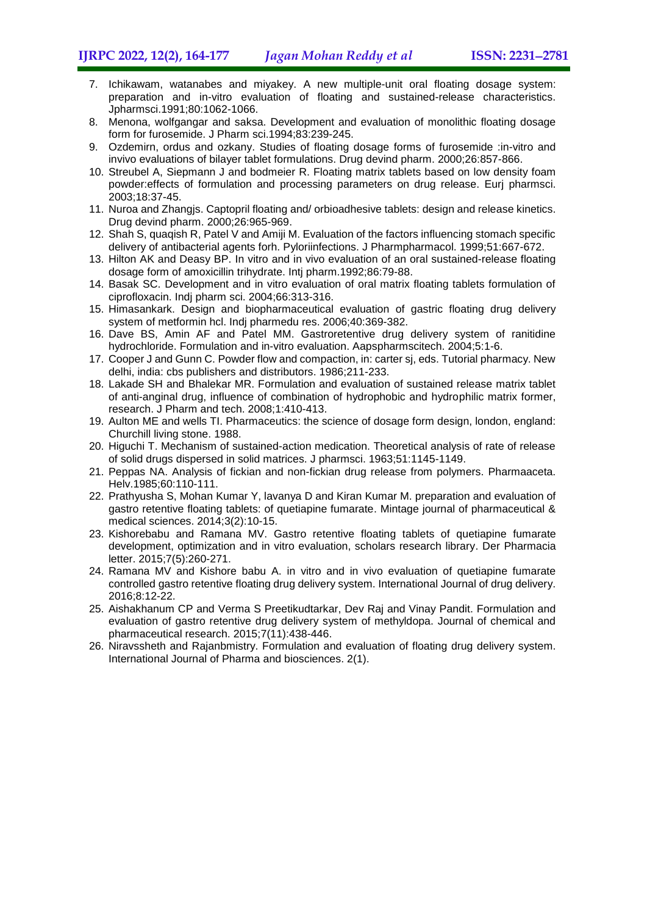7. Ichikawam, watanabes and miyakey. A new multiple-unit oral floating dosage system: preparation and in-vitro evaluation of floating and sustained-release characteristics. Jpharmsci.1991;80:1062-1066.
8. Menona, wolfgangar and saksa. Development and evaluation of monolithic floating dosage form for furosemide. J Pharm sci.1994;83:239-245.
9. Ozdemirn, ordus and ozkany. Studies of floating dosage forms of furosemide :in-vitro and invivo evaluations of bilayer tablet formulations. Drug devind pharm. 2000;26:857-866.
10. Streubel A, Siepmann J and bodmeier R. Floating matrix tablets based on low density foam powder:effects of formulation and processing parameters on drug release. Eurj pharmsci. 2003;18:37-45.
11. Nuroa and Zhangjs. Captopril floating and/ orbioadhesive tablets: design and release kinetics. Drug devind pharm. 2000;26:965-969.
12. Shah S, quaqish R, Patel V and Amiji M. Evaluation of the factors influencing stomach specific delivery of antibacterial agents forh. Pyloriinfections. J Pharmpharmacol. 1999;51:667-672.
13. Hilton AK and Deasy BP. In vitro and in vivo evaluation of an oral sustained-release floating dosage form of amoxicillin trihydrate. Intj pharm.1992;86:79-88.
14. Basak SC. Development and in vitro evaluation of oral matrix floating tablets formulation of ciprofloxacin. Indj pharm sci. 2004;66:313-316.
15. Himasankark. Design and biopharmaceutical evaluation of gastric floating drug delivery system of metformin hcl. Indj pharmedu res. 2006;40:369-382.
16. Dave BS, Amin AF and Patel MM. Gastroretentive drug delivery system of ranitidine hydrochloride. Formulation and in-vitro evaluation. Aapspharmscitech. 2004;5:1-6.
17. Cooper J and Gunn C. Powder flow and compaction, in: carter sj, eds. Tutorial pharmacy. New delhi, india: cbs publishers and distributors. 1986;211-233.
18. Lakade SH and Bhalekar MR. Formulation and evaluation of sustained release matrix tablet of anti-anginal drug, influence of combination of hydrophobic and hydrophilic matrix former, research. J Pharm and tech. 2008;1:410-413.
19. Aulton ME and wells TI. Pharmaceutics: the science of dosage form design, london, england: Churchill living stone. 1988.
20. Higuchi T. Mechanism of sustained-action medication. Theoretical analysis of rate of release of solid drugs dispersed in solid matrices. J pharmsci. 1963;51:1145-1149.
21. Peppas NA. Analysis of fickian and non-fickian drug release from polymers. Pharmaaceta. Helv.1985;60:110-111.
22. Prathyusha S, Mohan Kumar Y, lavanya D and Kiran Kumar M. preparation and evaluation of gastro retentive floating tablets: of quetiapine fumarate. Mintage journal of pharmaceutical & medical sciences. 2014;3(2):10-15.
23. Kishorebabu and Ramana MV. Gastro retentive floating tablets of quetiapine fumarate development, optimization and in vitro evaluation, scholars research library. Der Pharmacia letter. 2015;7(5):260-271.
24. Ramana MV and Kishore babu A. in vitro and in vivo evaluation of quetiapine fumarate controlled gastro retentive floating drug delivery system. International Journal of drug delivery. 2016;8:12-22.
25. Aishakhanum CP and Verma S Preetikudtarkar, Dev Raj and Vinay Pandit. Formulation and evaluation of gastro retentive drug delivery system of methyldopa. Journal of chemical and pharmaceutical research. 2015;7(11):438-446.
26. Niravssheth and Rajanbmistry. Formulation and evaluation of floating drug delivery system. International Journal of Pharma and biosciences. 2(1).